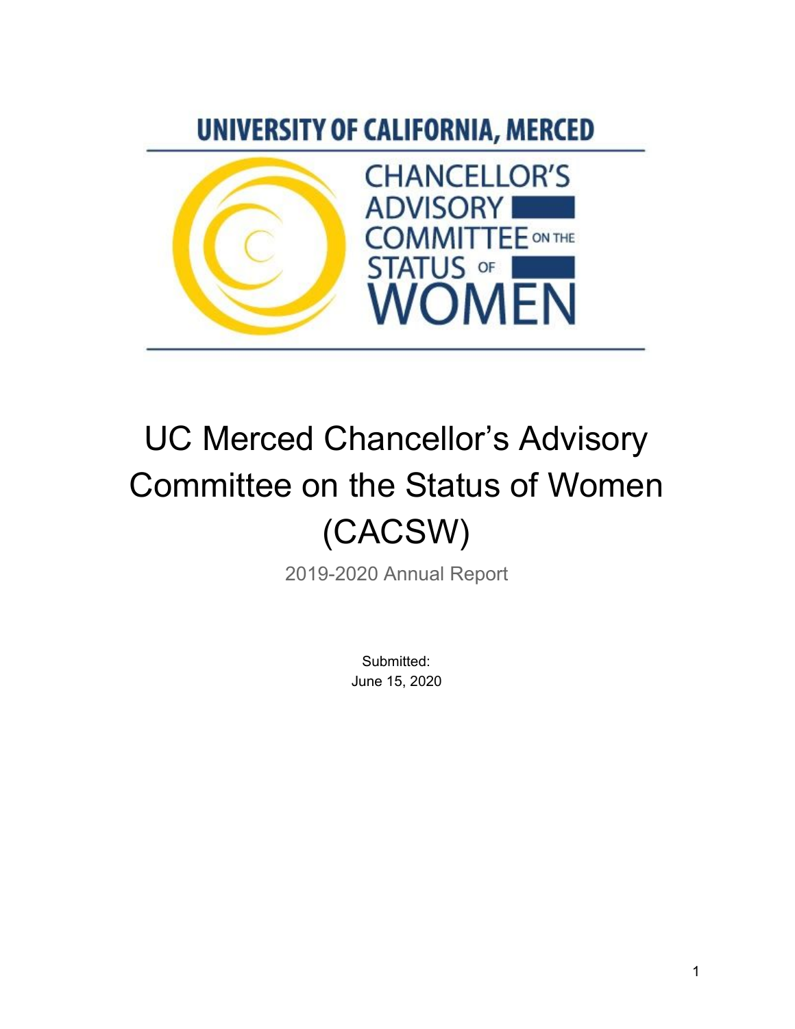UNIVERSITY OF CALIFORNIA, MERCED

CHANCELLOR'S ADVISORY COMMITTEE ON THE STATUS OF WOMEN

# UC Merced Chancellor's Advisory Committee on the Status of Women (CACSW)

2019-2020 Annual Report

Submitted:
June 15, 2020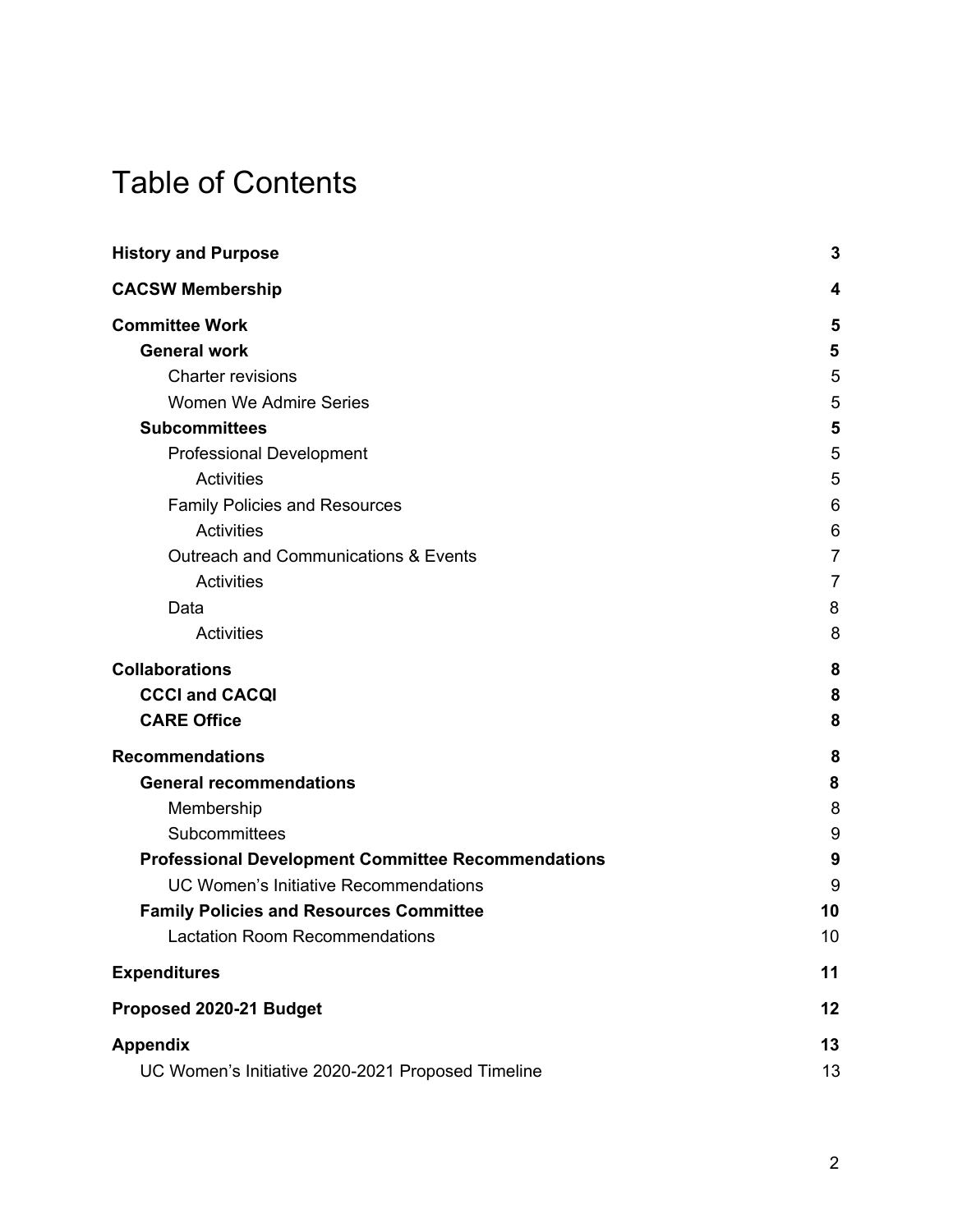# Table of Contents

**History and Purpose** 3

**CACSW Membership** 4

**Committee Work** 5

- **General work** 5
  - Charter revisions 5
  - Women We Admire Series 5
- **Subcommittees** 5
  - Professional Development 5
    - Activities 5
  - Family Policies and Resources 6
    - Activities 6
  - Outreach and Communications & Events 7
    - Activities 7
  - Data 8
    - Activities 8

**Collaborations** 8

- **CCCI and CACQI** 8
- **CARE Office** 8

**Recommendations** 8

- **General recommendations** 8
  - Membership 8
  - Subcommittees 9
- **Professional Development Committee Recommendations** 9
  - UC Women's Initiative Recommendations 9
- **Family Policies and Resources Committee** 10
  - Lactation Room Recommendations 10

**Expenditures** 11

**Proposed 2020-21 Budget** 12

**Appendix** 13

- UC Women's Initiative 2020-2021 Proposed Timeline 13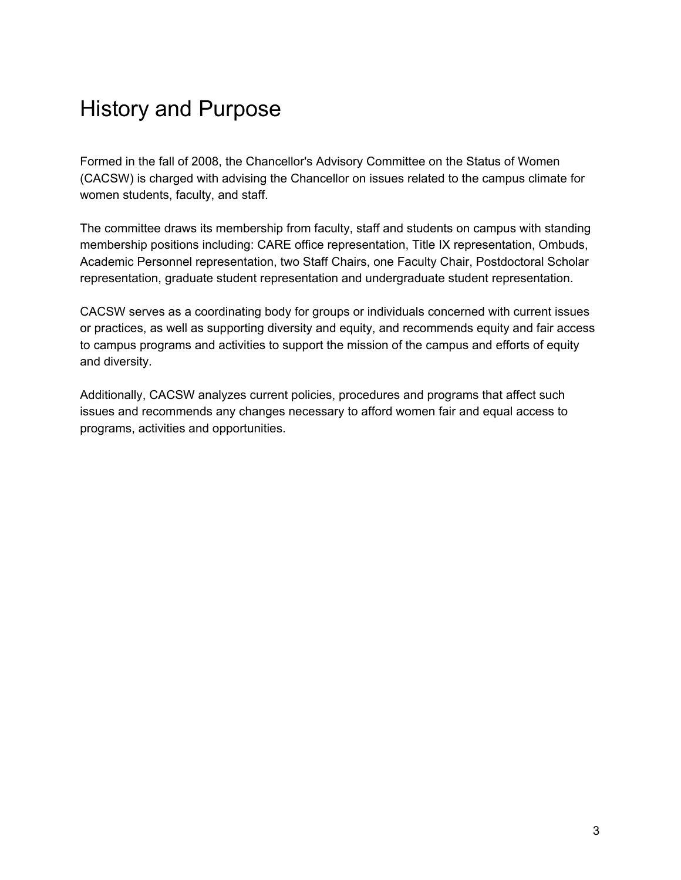# History and Purpose

Formed in the fall of 2008, the Chancellor's Advisory Committee on the Status of Women (CACSW) is charged with advising the Chancellor on issues related to the campus climate for women students, faculty, and staff.

The committee draws its membership from faculty, staff and students on campus with standing membership positions including: CARE office representation, Title IX representation, Ombuds, Academic Personnel representation, two Staff Chairs, one Faculty Chair, Postdoctoral Scholar representation, graduate student representation and undergraduate student representation.

CACSW serves as a coordinating body for groups or individuals concerned with current issues or practices, as well as supporting diversity and equity, and recommends equity and fair access to campus programs and activities to support the mission of the campus and efforts of equity and diversity.

Additionally, CACSW analyzes current policies, procedures and programs that affect such issues and recommends any changes necessary to afford women fair and equal access to programs, activities and opportunities.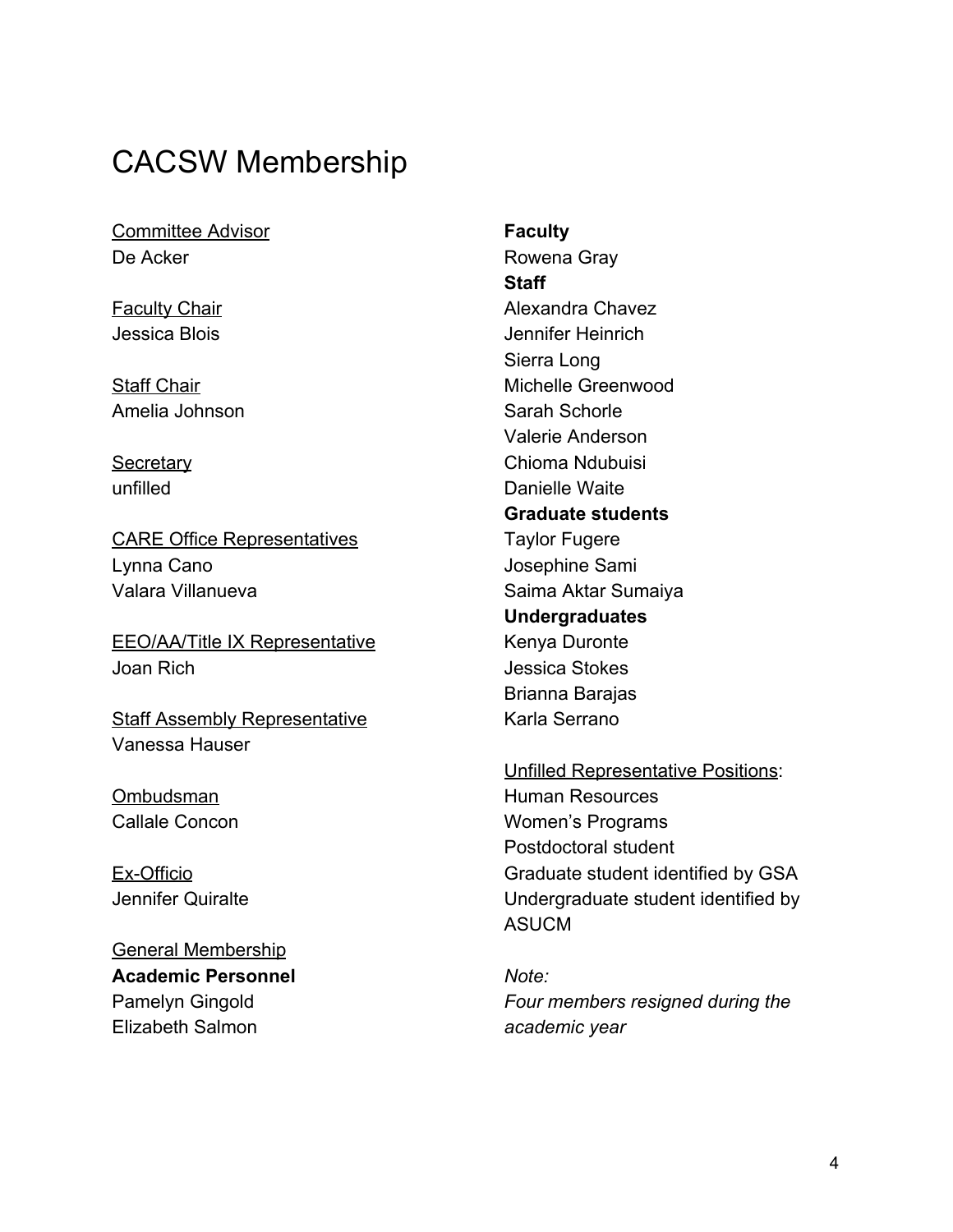# CACSW Membership

Committee Advisor
De Acker

Faculty Chair
Jessica Blois

Staff Chair
Amelia Johnson

Secretary
unfilled

CARE Office Representatives
Lynna Cano
Valara Villanueva

EEO/AA/Title IX Representative
Joan Rich

Staff Assembly Representative
Vanessa Hauser

Ombudsman
Callale Concon

Ex-Officio
Jennifer Quiralte

General Membership

**Academic Personnel**
Pamelyn Gingold
Elizabeth Salmon

**Faculty**
Rowena Gray

**Staff**
Alexandra Chavez
Jennifer Heinrich
Sierra Long
Michelle Greenwood
Sarah Schorle
Valerie Anderson
Chioma Ndubuisi
Danielle Waite

**Graduate students**
Taylor Fugere
Josephine Sami
Saima Aktar Sumaiya

**Undergraduates**
Kenya Duronte
Jessica Stokes
Brianna Barajas
Karla Serrano

Unfilled Representative Positions:
Human Resources
Women's Programs
Postdoctoral student
Graduate student identified by GSA
Undergraduate student identified by ASUCM

*Note:*
*Four members resigned during the academic year*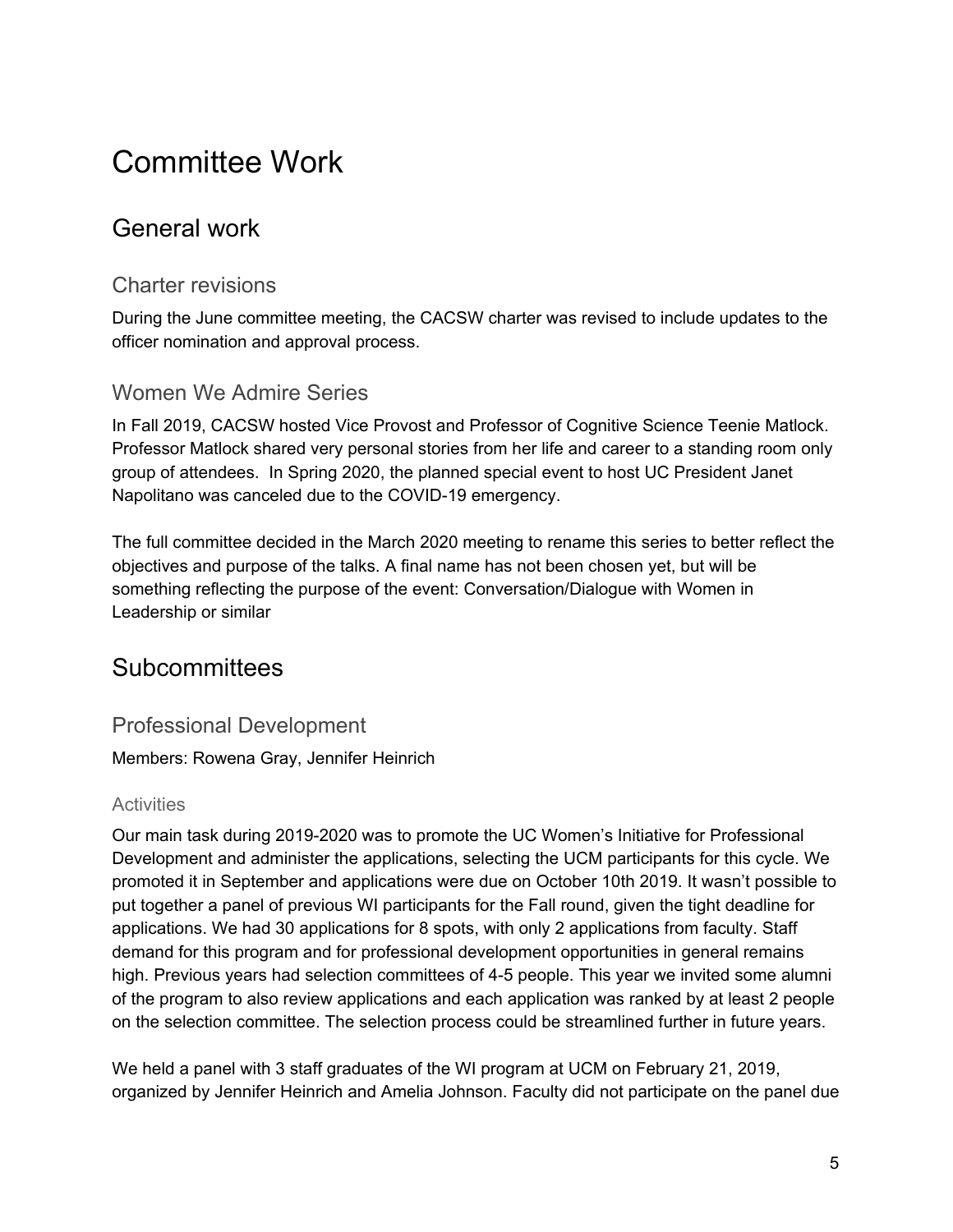# Committee Work

## General work

### Charter revisions

During the June committee meeting, the CACSW charter was revised to include updates to the officer nomination and approval process.

### Women We Admire Series

In Fall 2019, CACSW hosted Vice Provost and Professor of Cognitive Science Teenie Matlock. Professor Matlock shared very personal stories from her life and career to a standing room only group of attendees. In Spring 2020, the planned special event to host UC President Janet Napolitano was canceled due to the COVID-19 emergency.

The full committee decided in the March 2020 meeting to rename this series to better reflect the objectives and purpose of the talks. A final name has not been chosen yet, but will be something reflecting the purpose of the event: Conversation/Dialogue with Women in Leadership or similar

## Subcommittees

### Professional Development

Members: Rowena Gray, Jennifer Heinrich

#### Activities

Our main task during 2019-2020 was to promote the UC Women's Initiative for Professional Development and administer the applications, selecting the UCM participants for this cycle. We promoted it in September and applications were due on October 10th 2019. It wasn't possible to put together a panel of previous WI participants for the Fall round, given the tight deadline for applications. We had 30 applications for 8 spots, with only 2 applications from faculty. Staff demand for this program and for professional development opportunities in general remains high. Previous years had selection committees of 4-5 people. This year we invited some alumni of the program to also review applications and each application was ranked by at least 2 people on the selection committee. The selection process could be streamlined further in future years.

We held a panel with 3 staff graduates of the WI program at UCM on February 21, 2019, organized by Jennifer Heinrich and Amelia Johnson. Faculty did not participate on the panel due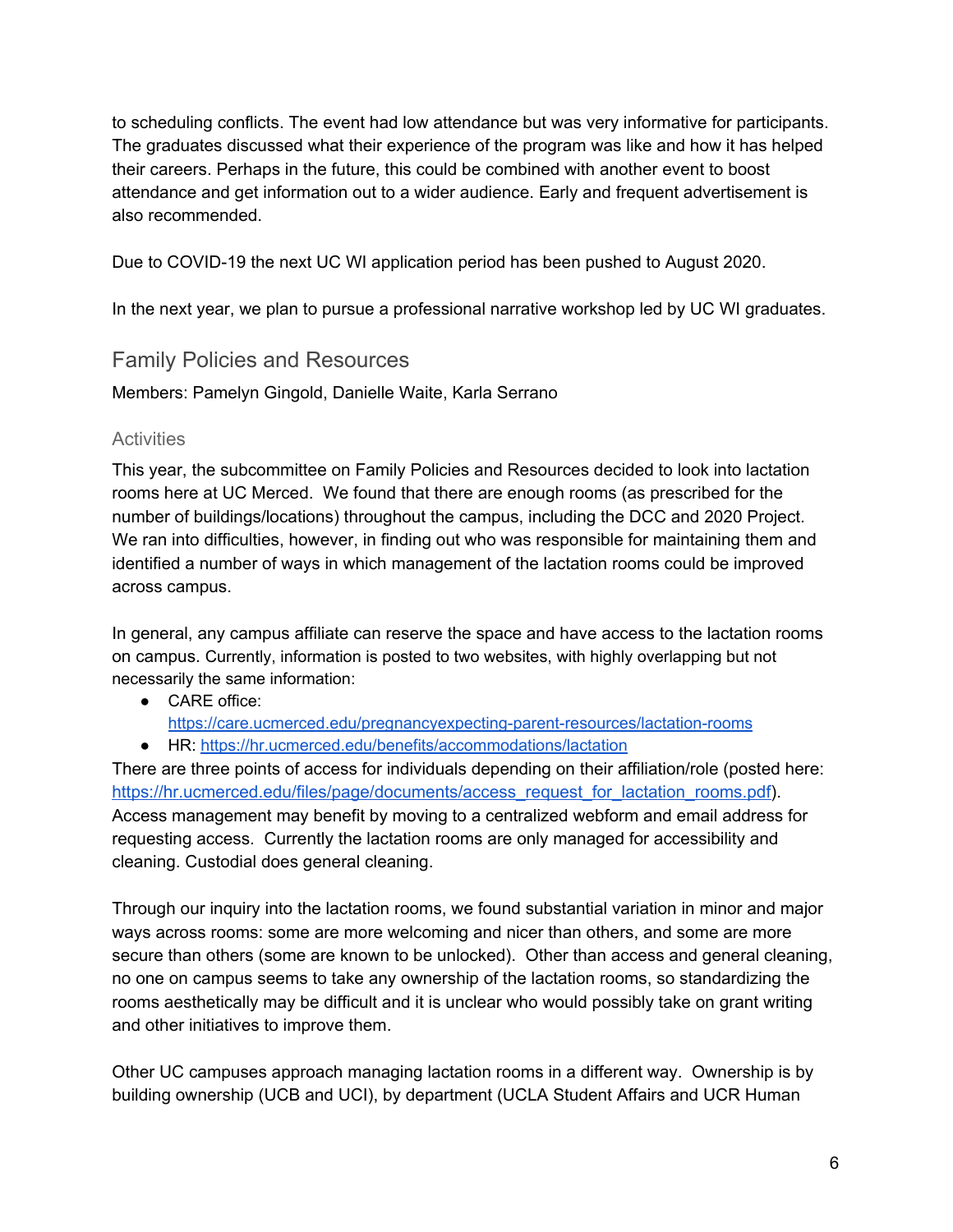to scheduling conflicts. The event had low attendance but was very informative for participants. The graduates discussed what their experience of the program was like and how it has helped their careers. Perhaps in the future, this could be combined with another event to boost attendance and get information out to a wider audience. Early and frequent advertisement is also recommended.

Due to COVID-19 the next UC WI application period has been pushed to August 2020.

In the next year, we plan to pursue a professional narrative workshop led by UC WI graduates.

## Family Policies and Resources

Members: Pamelyn Gingold, Danielle Waite, Karla Serrano

### Activities

This year, the subcommittee on Family Policies and Resources decided to look into lactation rooms here at UC Merced. We found that there are enough rooms (as prescribed for the number of buildings/locations) throughout the campus, including the DCC and 2020 Project. We ran into difficulties, however, in finding out who was responsible for maintaining them and identified a number of ways in which management of the lactation rooms could be improved across campus.

In general, any campus affiliate can reserve the space and have access to the lactation rooms on campus. Currently, information is posted to two websites, with highly overlapping but not necessarily the same information:

- CARE office: https://care.ucmerced.edu/pregnancyexpecting-parent-resources/lactation-rooms
- HR: https://hr.ucmerced.edu/benefits/accommodations/lactation

There are three points of access for individuals depending on their affiliation/role (posted here: https://hr.ucmerced.edu/files/page/documents/access_request_for_lactation_rooms.pdf). Access management may benefit by moving to a centralized webform and email address for requesting access. Currently the lactation rooms are only managed for accessibility and cleaning. Custodial does general cleaning.

Through our inquiry into the lactation rooms, we found substantial variation in minor and major ways across rooms: some are more welcoming and nicer than others, and some are more secure than others (some are known to be unlocked). Other than access and general cleaning, no one on campus seems to take any ownership of the lactation rooms, so standardizing the rooms aesthetically may be difficult and it is unclear who would possibly take on grant writing and other initiatives to improve them.

Other UC campuses approach managing lactation rooms in a different way. Ownership is by building ownership (UCB and UCI), by department (UCLA Student Affairs and UCR Human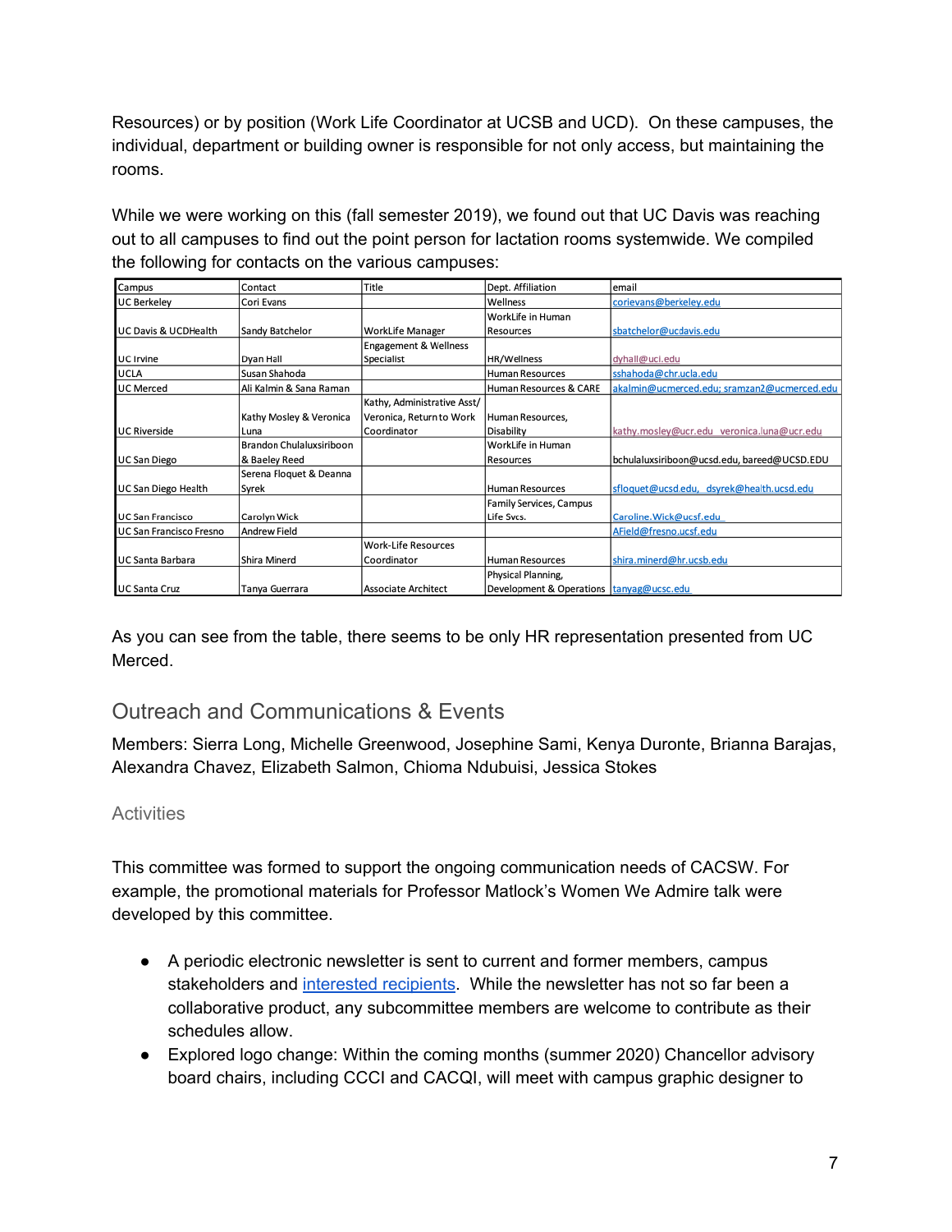Resources) or by position (Work Life Coordinator at UCSB and UCD). On these campuses, the individual, department or building owner is responsible for not only access, but maintaining the rooms.

While we were working on this (fall semester 2019), we found out that UC Davis was reaching out to all campuses to find out the point person for lactation rooms systemwide. We compiled the following for contacts on the various campuses:

| Campus | Contact | Title | Dept. Affiliation | email |
|---|---|---|---|---|
| UC Berkeley | Cori Evans | | Wellness | corievans@berkeley.edu |
| UC Davis & UCDHealth | Sandy Batchelor | WorkLife Manager | WorkLife in Human Resources | sbatchelor@ucdavis.edu |
| UC Irvine | Dyan Hall | Engagement & Wellness Specialist | HR/Wellness | dyhall@uci.edu |
| UCLA | Susan Shahoda | | Human Resources | sshahoda@chr.ucla.edu |
| UC Merced | Ali Kalmin & Sana Raman | | Human Resources & CARE | akalmin@ucmerced.edu; sramzan2@ucmerced.edu |
| UC Riverside | Kathy Mosley & Veronica Luna | Kathy, Administrative Asst/ Veronica, Return to Work Coordinator | Human Resources, Disability | kathy.mosley@ucr.edu veronica.luna@ucr.edu |
| UC San Diego | Brandon Chulaluxsiriboon & Baeley Reed | | WorkLife in Human Resources | bchulaluxsiriboon@ucsd.edu, bareed@UCSD.EDU |
| UC San Diego Health | Serena Floquet & Deanna Syrek | | Human Resources | sfloquet@ucsd.edu, dsyrek@health.ucsd.edu |
| UC San Francisco | Carolyn Wick | | Family Services, Campus Life Svcs. | Caroline.Wick@ucsf.edu |
| UC San Francisco Fresno | Andrew Field | | | AField@fresno.ucsf.edu |
| UC Santa Barbara | Shira Minerd | Work-Life Resources Coordinator | Human Resources | shira.minerd@hr.ucsb.edu |
| UC Santa Cruz | Tanya Guerrara | Associate Architect | Physical Planning, Development & Operations | tanyag@ucsc.edu |

As you can see from the table, there seems to be only HR representation presented from UC Merced.

## Outreach and Communications & Events

Members: Sierra Long, Michelle Greenwood, Josephine Sami, Kenya Duronte, Brianna Barajas, Alexandra Chavez, Elizabeth Salmon, Chioma Ndubuisi, Jessica Stokes

### Activities

This committee was formed to support the ongoing communication needs of CACSW. For example, the promotional materials for Professor Matlock's Women We Admire talk were developed by this committee.

- A periodic electronic newsletter is sent to current and former members, campus stakeholders and interested recipients. While the newsletter has not so far been a collaborative product, any subcommittee members are welcome to contribute as their schedules allow.
- Explored logo change: Within the coming months (summer 2020) Chancellor advisory board chairs, including CCCI and CACQI, will meet with campus graphic designer to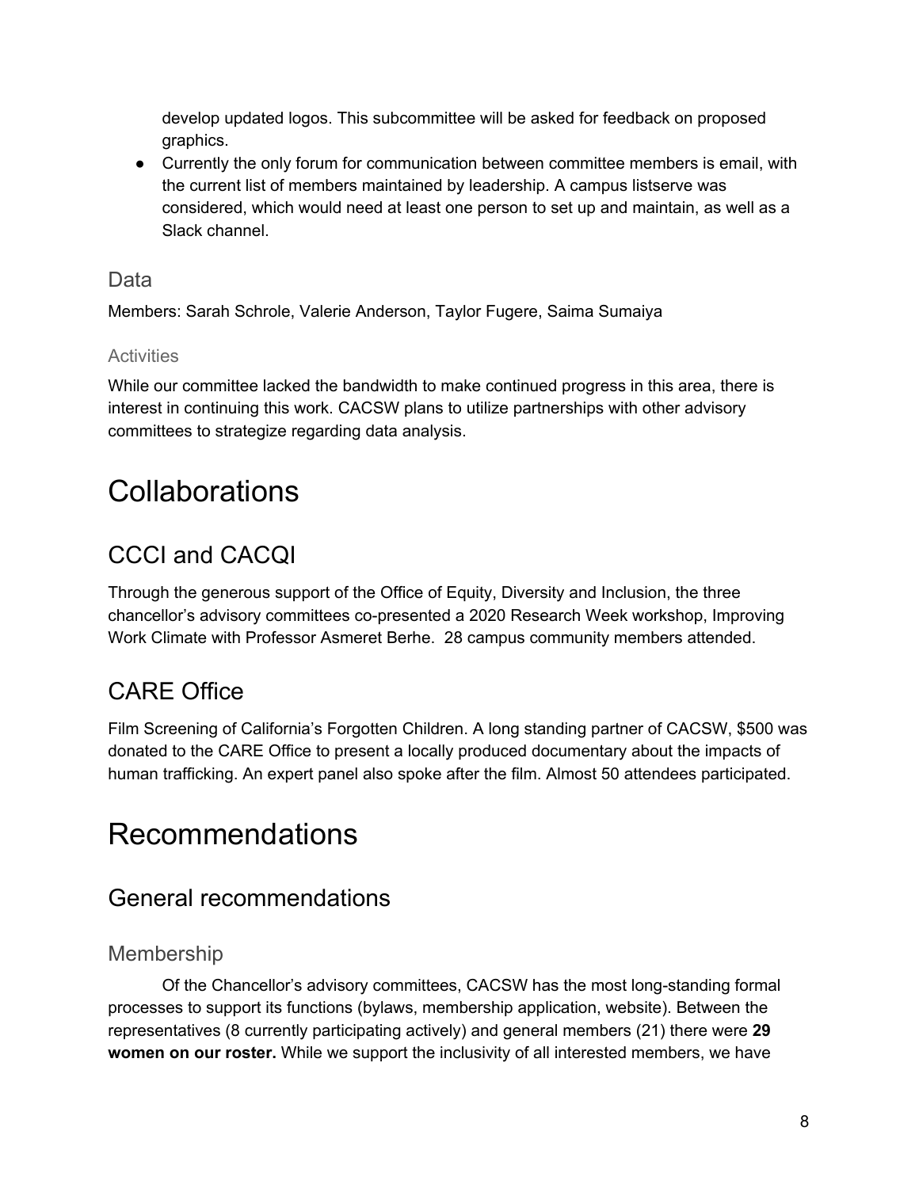develop updated logos. This subcommittee will be asked for feedback on proposed graphics.

- Currently the only forum for communication between committee members is email, with the current list of members maintained by leadership. A campus listserve was considered, which would need at least one person to set up and maintain, as well as a Slack channel.

### Data

Members: Sarah Schrole, Valerie Anderson, Taylor Fugere, Saima Sumaiya

#### Activities

While our committee lacked the bandwidth to make continued progress in this area, there is interest in continuing this work. CACSW plans to utilize partnerships with other advisory committees to strategize regarding data analysis.

# Collaborations

## CCCI and CACQI

Through the generous support of the Office of Equity, Diversity and Inclusion, the three chancellor's advisory committees co-presented a 2020 Research Week workshop, Improving Work Climate with Professor Asmeret Berhe. 28 campus community members attended.

## CARE Office

Film Screening of California's Forgotten Children. A long standing partner of CACSW, $500 was donated to the CARE Office to present a locally produced documentary about the impacts of human trafficking. An expert panel also spoke after the film. Almost 50 attendees participated.

# Recommendations

## General recommendations

### Membership

Of the Chancellor's advisory committees, CACSW has the most long-standing formal processes to support its functions (bylaws, membership application, website). Between the representatives (8 currently participating actively) and general members (21) there were **29 women on our roster.** While we support the inclusivity of all interested members, we have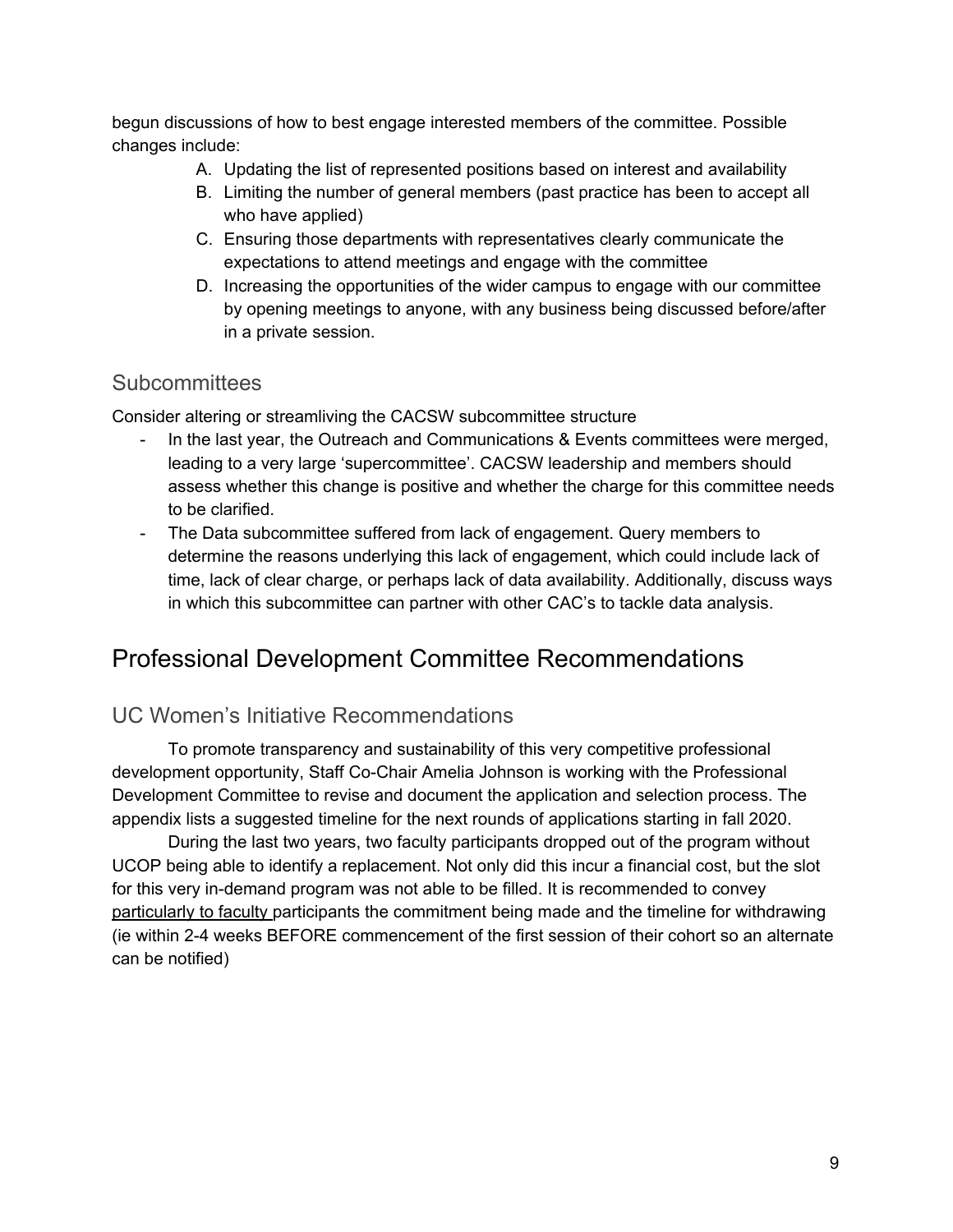begun discussions of how to best engage interested members of the committee. Possible changes include:

A. Updating the list of represented positions based on interest and availability
B. Limiting the number of general members (past practice has been to accept all who have applied)
C. Ensuring those departments with representatives clearly communicate the expectations to attend meetings and engage with the committee
D. Increasing the opportunities of the wider campus to engage with our committee by opening meetings to anyone, with any business being discussed before/after in a private session.

### Subcommittees

Consider altering or streamliving the CACSW subcommittee structure

- In the last year, the Outreach and Communications & Events committees were merged, leading to a very large 'supercommittee'. CACSW leadership and members should assess whether this change is positive and whether the charge for this committee needs to be clarified.
- The Data subcommittee suffered from lack of engagement. Query members to determine the reasons underlying this lack of engagement, which could include lack of time, lack of clear charge, or perhaps lack of data availability. Additionally, discuss ways in which this subcommittee can partner with other CAC's to tackle data analysis.

## Professional Development Committee Recommendations

### UC Women's Initiative Recommendations

To promote transparency and sustainability of this very competitive professional development opportunity, Staff Co-Chair Amelia Johnson is working with the Professional Development Committee to revise and document the application and selection process. The appendix lists a suggested timeline for the next rounds of applications starting in fall 2020.

During the last two years, two faculty participants dropped out of the program without UCOP being able to identify a replacement. Not only did this incur a financial cost, but the slot for this very in-demand program was not able to be filled. It is recommended to convey <u>particularly to faculty</u> participants the commitment being made and the timeline for withdrawing (ie within 2-4 weeks BEFORE commencement of the first session of their cohort so an alternate can be notified)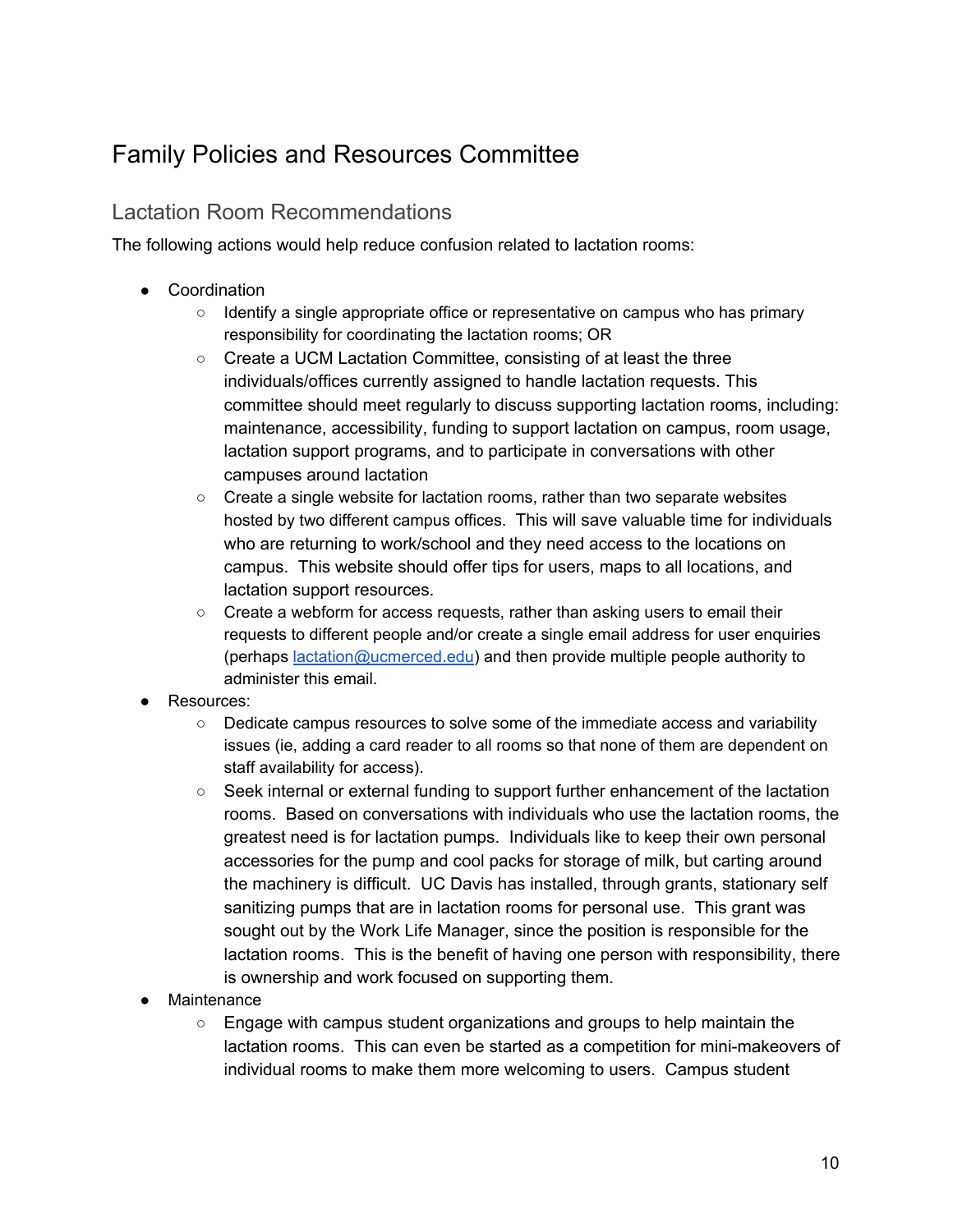# Family Policies and Resources Committee

## Lactation Room Recommendations

The following actions would help reduce confusion related to lactation rooms:

- Coordination
  - Identify a single appropriate office or representative on campus who has primary responsibility for coordinating the lactation rooms; OR
  - Create a UCM Lactation Committee, consisting of at least the three individuals/offices currently assigned to handle lactation requests. This committee should meet regularly to discuss supporting lactation rooms, including: maintenance, accessibility, funding to support lactation on campus, room usage, lactation support programs, and to participate in conversations with other campuses around lactation
  - Create a single website for lactation rooms, rather than two separate websites hosted by two different campus offices. This will save valuable time for individuals who are returning to work/school and they need access to the locations on campus. This website should offer tips for users, maps to all locations, and lactation support resources.
  - Create a webform for access requests, rather than asking users to email their requests to different people and/or create a single email address for user enquiries (perhaps [lactation@ucmerced.edu](mailto:lactation@ucmerced.edu)) and then provide multiple people authority to administer this email.
- Resources:
  - Dedicate campus resources to solve some of the immediate access and variability issues (ie, adding a card reader to all rooms so that none of them are dependent on staff availability for access).
  - Seek internal or external funding to support further enhancement of the lactation rooms. Based on conversations with individuals who use the lactation rooms, the greatest need is for lactation pumps. Individuals like to keep their own personal accessories for the pump and cool packs for storage of milk, but carting around the machinery is difficult. UC Davis has installed, through grants, stationary self sanitizing pumps that are in lactation rooms for personal use. This grant was sought out by the Work Life Manager, since the position is responsible for the lactation rooms. This is the benefit of having one person with responsibility, there is ownership and work focused on supporting them.
- Maintenance
  - Engage with campus student organizations and groups to help maintain the lactation rooms. This can even be started as a competition for mini-makeovers of individual rooms to make them more welcoming to users. Campus student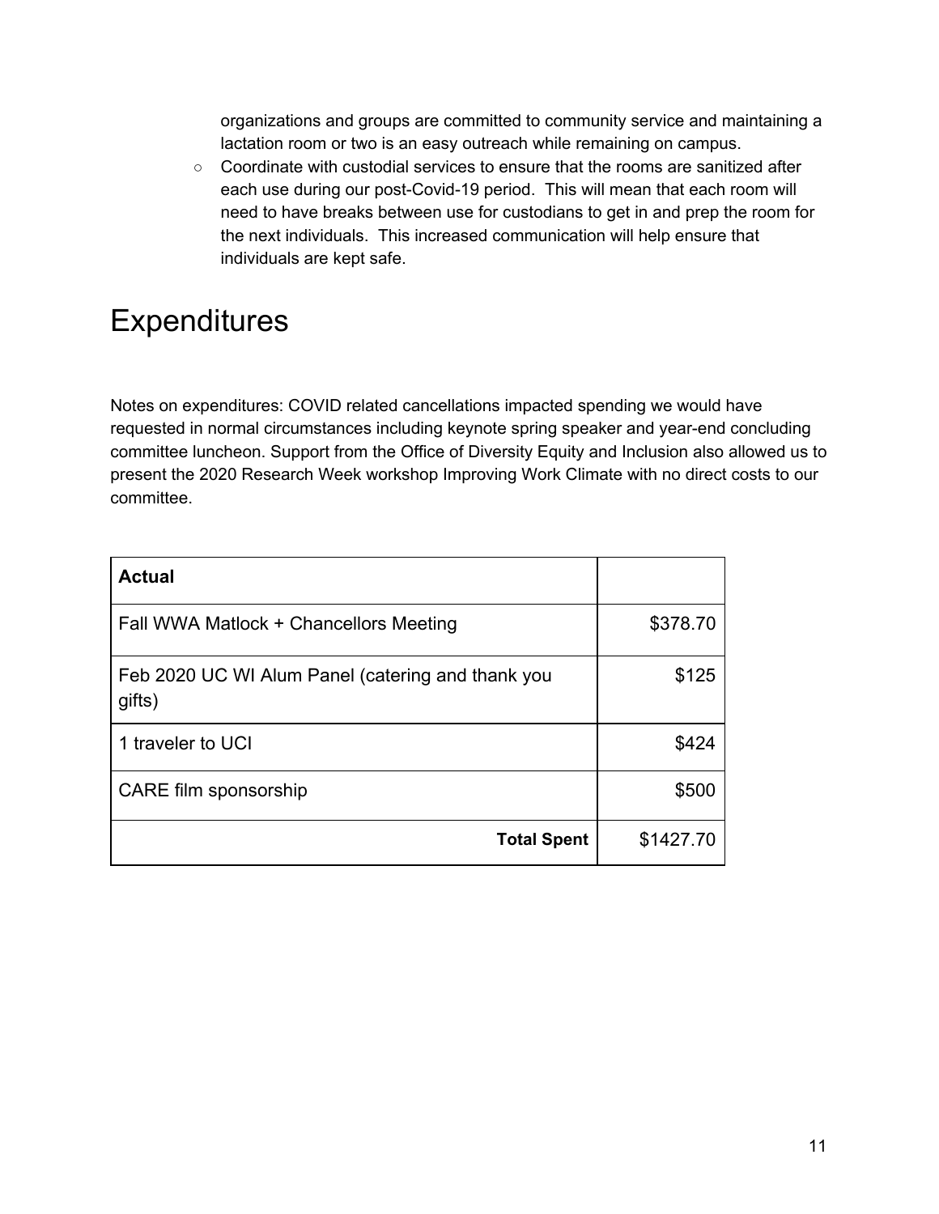organizations and groups are committed to community service and maintaining a lactation room or two is an easy outreach while remaining on campus.
- Coordinate with custodial services to ensure that the rooms are sanitized after each use during our post-Covid-19 period. This will mean that each room will need to have breaks between use for custodians to get in and prep the room for the next individuals. This increased communication will help ensure that individuals are kept safe.

# Expenditures

Notes on expenditures: COVID related cancellations impacted spending we would have requested in normal circumstances including keynote spring speaker and year-end concluding committee luncheon. Support from the Office of Diversity Equity and Inclusion also allowed us to present the 2020 Research Week workshop Improving Work Climate with no direct costs to our committee.

| **Actual** | |
|---|---:|
| Fall WWA Matlock + Chancellors Meeting | $378.70 |
| Feb 2020 UC WI Alum Panel (catering and thank you gifts) | $125 |
| 1 traveler to UCI | $424 |
| CARE film sponsorship | $500 |
| **Total Spent** | $1427.70 |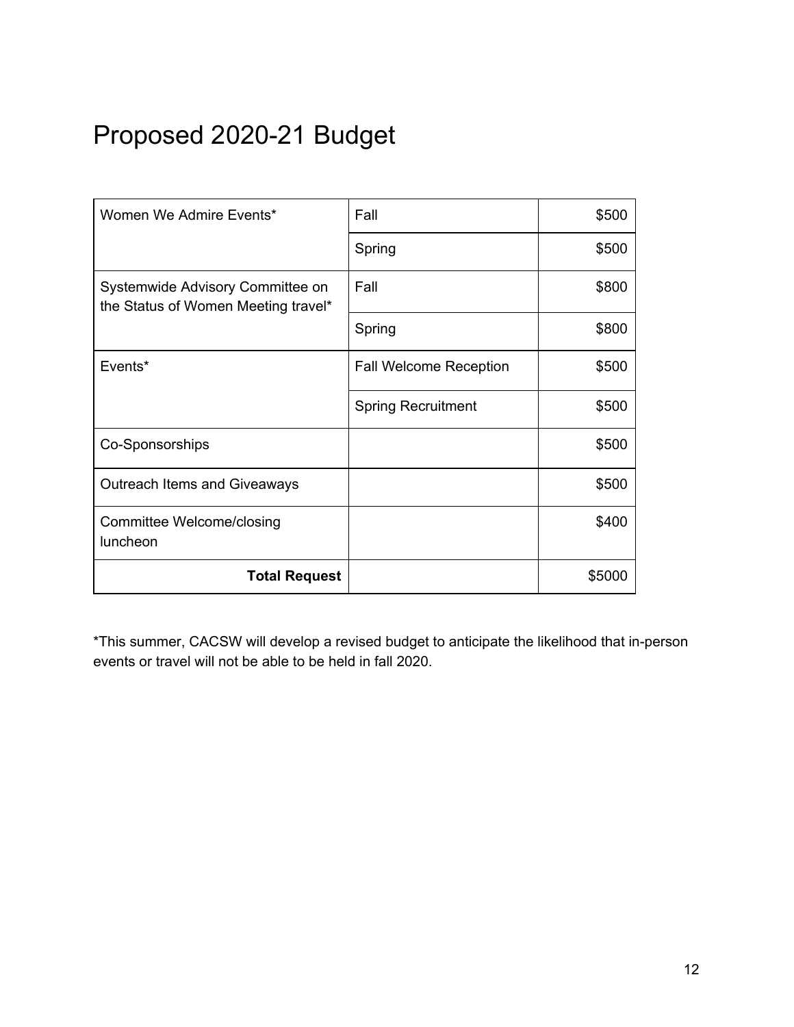# Proposed 2020-21 Budget

| | | |
|---|---|---|
| Women We Admire Events* | Fall | $500 |
| | Spring | $500 |
| Systemwide Advisory Committee on the Status of Women Meeting travel* | Fall | $800 |
| | Spring | $800 |
| Events* | Fall Welcome Reception | $500 |
| | Spring Recruitment | $500 |
| Co-Sponsorships | | $500 |
| Outreach Items and Giveaways | | $500 |
| Committee Welcome/closing luncheon | | $400 |
| **Total Request** | | $5000 |

*This summer, CACSW will develop a revised budget to anticipate the likelihood that in-person events or travel will not be able to be held in fall 2020.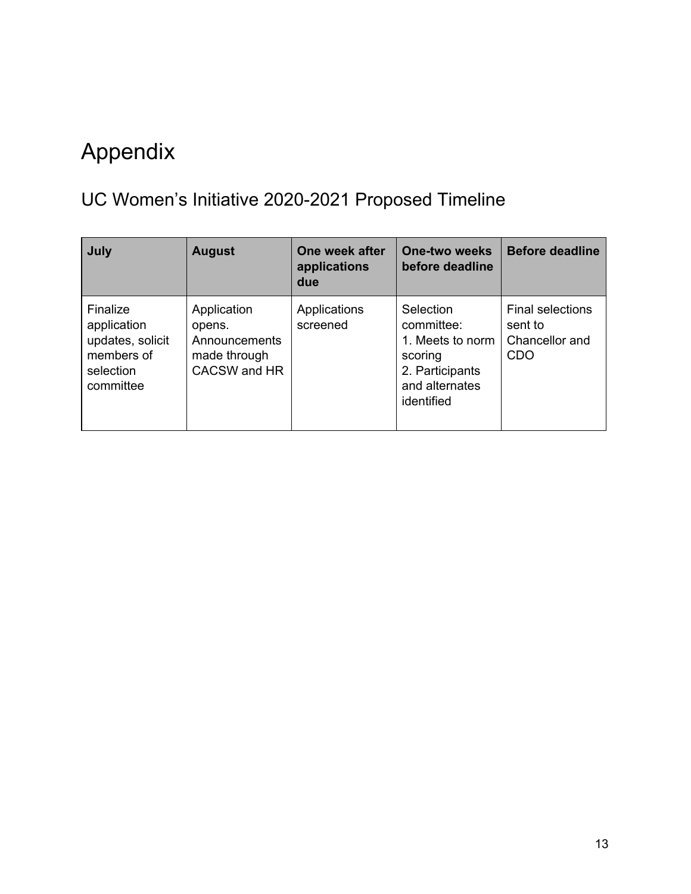# Appendix

## UC Women's Initiative 2020-2021 Proposed Timeline

| July | August | One week after applications due | One-two weeks before deadline | Before deadline |
|---|---|---|---|---|
| Finalize application updates, solicit members of selection committee | Application opens. Announcements made through CACSW and HR | Applications screened | Selection committee: 1. Meets to norm scoring 2. Participants and alternates identified | Final selections sent to Chancellor and CDO |